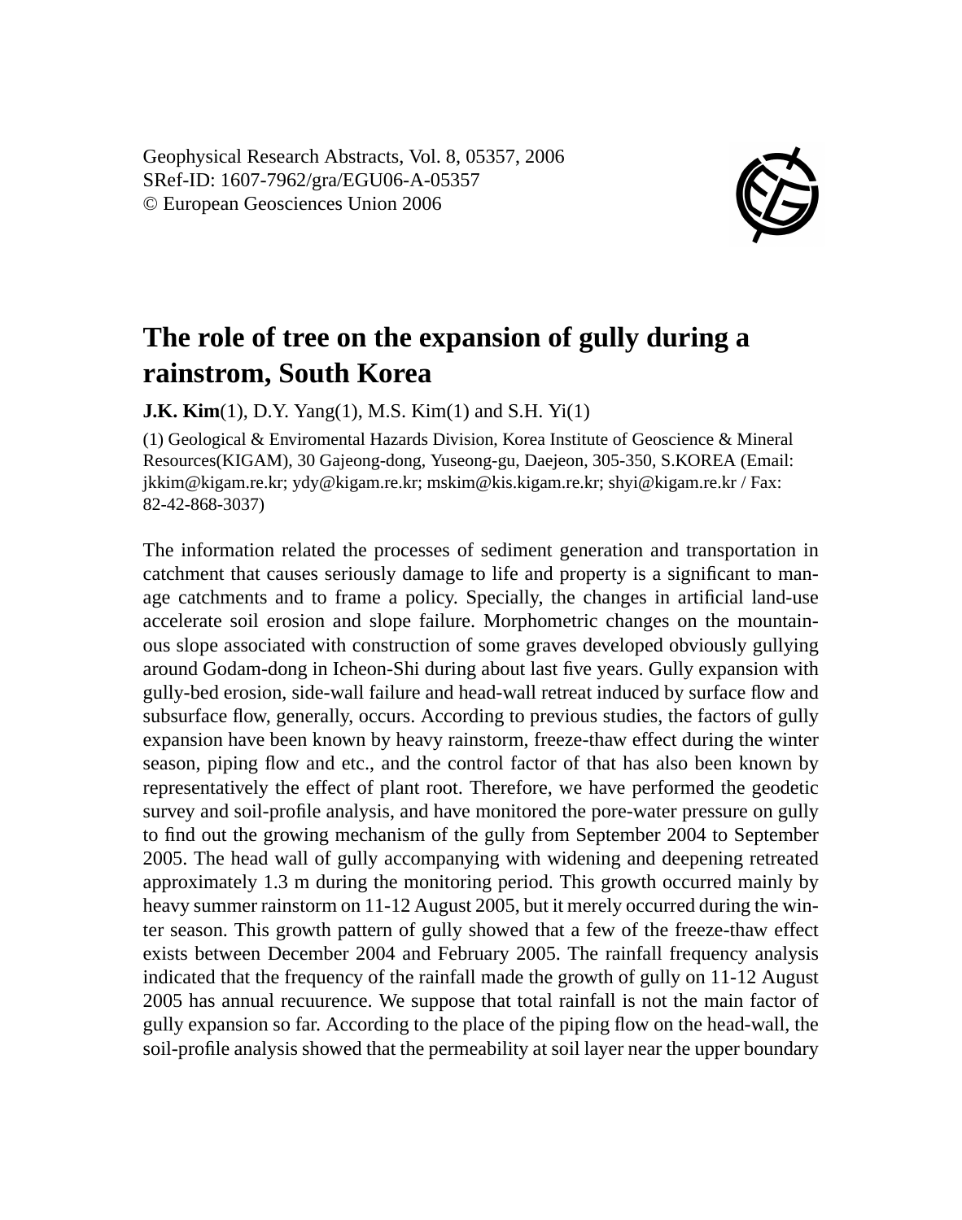Geophysical Research Abstracts, Vol. 8, 05357, 2006
SRef-ID: 1607-7962/gra/EGU06-A-05357
© European Geosciences Union 2006

# The role of tree on the expansion of gully during a rainstrom, South Korea

**J.K. Kim**(1), D.Y. Yang(1), M.S. Kim(1) and S.H. Yi(1)

(1) Geological & Enviromental Hazards Division, Korea Institute of Geoscience & Mineral Resources(KIGAM), 30 Gajeong-dong, Yuseong-gu, Daejeon, 305-350, S.KOREA (Email: jkkim@kigam.re.kr; ydy@kigam.re.kr; mskim@kis.kigam.re.kr; shyi@kigam.re.kr / Fax: 82-42-868-3037)

The information related the processes of sediment generation and transportation in catchment that causes seriously damage to life and property is a significant to manage catchments and to frame a policy. Specially, the changes in artificial land-use accelerate soil erosion and slope failure. Morphometric changes on the mountainous slope associated with construction of some graves developed obviously gullying around Godam-dong in Icheon-Shi during about last five years. Gully expansion with gully-bed erosion, side-wall failure and head-wall retreat induced by surface flow and subsurface flow, generally, occurs. According to previous studies, the factors of gully expansion have been known by heavy rainstorm, freeze-thaw effect during the winter season, piping flow and etc., and the control factor of that has also been known by representatively the effect of plant root. Therefore, we have performed the geodetic survey and soil-profile analysis, and have monitored the pore-water pressure on gully to find out the growing mechanism of the gully from September 2004 to September 2005. The head wall of gully accompanying with widening and deepening retreated approximately 1.3 m during the monitoring period. This growth occurred mainly by heavy summer rainstorm on 11-12 August 2005, but it merely occurred during the winter season. This growth pattern of gully showed that a few of the freeze-thaw effect exists between December 2004 and February 2005. The rainfall frequency analysis indicated that the frequency of the rainfall made the growth of gully on 11-12 August 2005 has annual recuurence. We suppose that total rainfall is not the main factor of gully expansion so far. According to the place of the piping flow on the head-wall, the soil-profile analysis showed that the permeability at soil layer near the upper boundary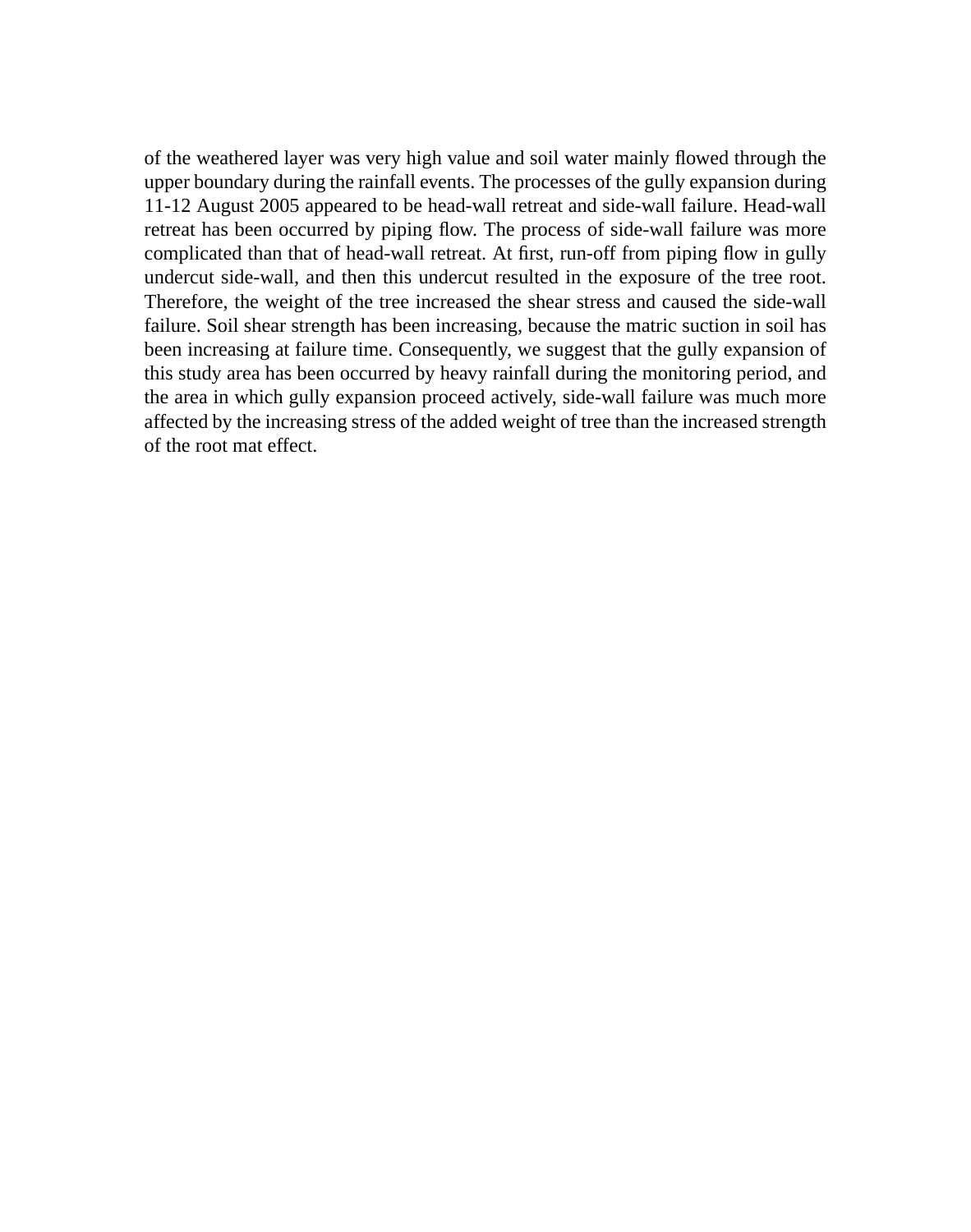of the weathered layer was very high value and soil water mainly flowed through the upper boundary during the rainfall events. The processes of the gully expansion during 11-12 August 2005 appeared to be head-wall retreat and side-wall failure. Head-wall retreat has been occurred by piping flow. The process of side-wall failure was more complicated than that of head-wall retreat. At first, run-off from piping flow in gully undercut side-wall, and then this undercut resulted in the exposure of the tree root. Therefore, the weight of the tree increased the shear stress and caused the side-wall failure. Soil shear strength has been increasing, because the matric suction in soil has been increasing at failure time. Consequently, we suggest that the gully expansion of this study area has been occurred by heavy rainfall during the monitoring period, and the area in which gully expansion proceed actively, side-wall failure was much more affected by the increasing stress of the added weight of tree than the increased strength of the root mat effect.